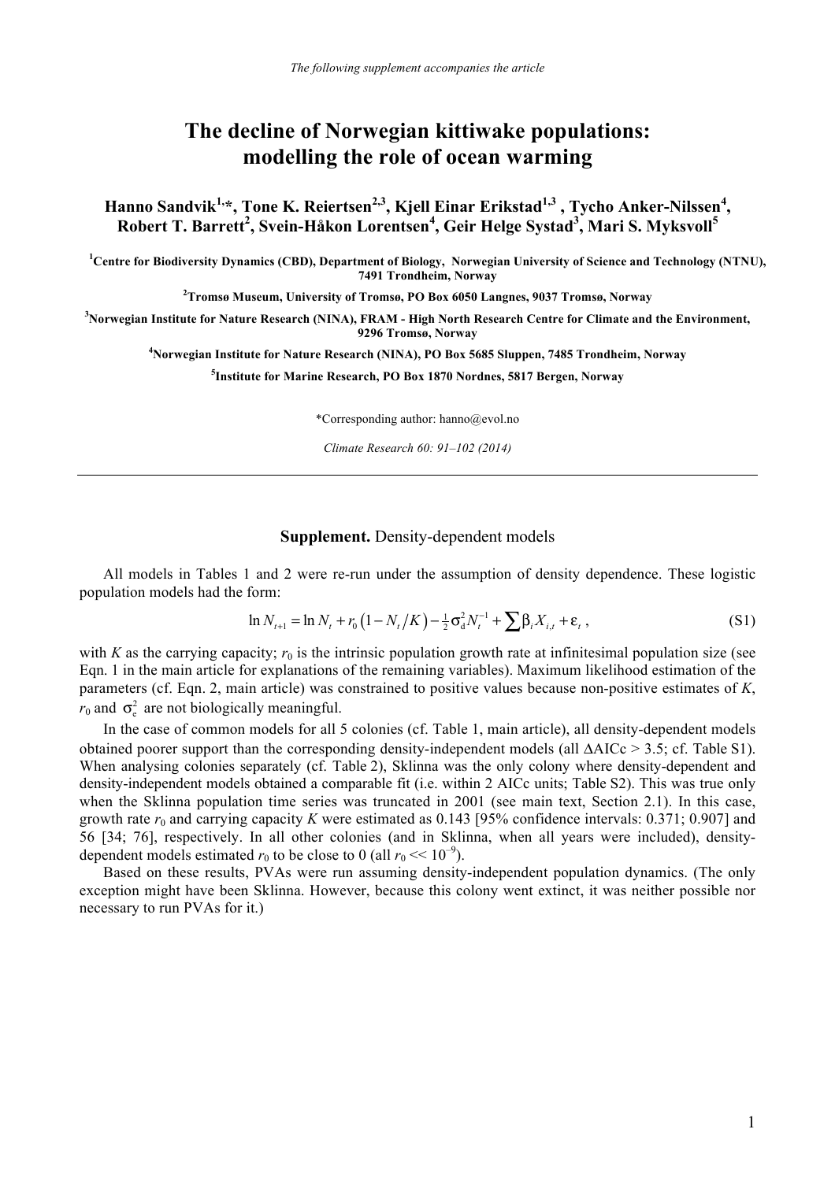*The following supplement accompanies the article*

# The decline of Norwegian kittiwake populations: modelling the role of ocean warming

**Hanno Sandvik[1,*], Tone K. Reiertsen[2,3], Kjell Einar Erikstad[1,3], Tycho Anker-Nilssen[4], Robert T. Barrett[2], Svein-Håkon Lorentsen[4], Geir Helge Systad[3], Mari S. Myksvoll[5]**

[1]Centre for Biodiversity Dynamics (CBD), Department of Biology, Norwegian University of Science and Technology (NTNU), 7491 Trondheim, Norway

[2]Tromsø Museum, University of Tromsø, PO Box 6050 Langnes, 9037 Tromsø, Norway

[3]Norwegian Institute for Nature Research (NINA), FRAM - High North Research Centre for Climate and the Environment, 9296 Tromsø, Norway

[4]Norwegian Institute for Nature Research (NINA), PO Box 5685 Sluppen, 7485 Trondheim, Norway

[5]Institute for Marine Research, PO Box 1870 Nordnes, 5817 Bergen, Norway

*Corresponding author: hanno@evol.no

*Climate Research 60: 91–102 (2014)*

---

**Supplement.** Density-dependent models

All models in Tables 1 and 2 were re-run under the assumption of density dependence. These logistic population models had the form:

$$\ln N_{t+1} = \ln N_t + r_0 \left(1 - N_t / K\right) - \tfrac{1}{2}\sigma_d^2 N_t^{-1} + \sum \beta_i X_{i,t} + \varepsilon_t \,, \tag{S1}$$

with $K$ as the carrying capacity; $r_0$ is the intrinsic population growth rate at infinitesimal population size (see Eqn. 1 in the main article for explanations of the remaining variables). Maximum likelihood estimation of the parameters (cf. Eqn. 2, main article) was constrained to positive values because non-positive estimates of $K$, $r_0$ and $\sigma_e^2$ are not biologically meaningful.

In the case of common models for all 5 colonies (cf. Table 1, main article), all density-dependent models obtained poorer support than the corresponding density-independent models (all $\Delta$AICc > 3.5; cf. Table S1). When analysing colonies separately (cf. Table 2), Sklinna was the only colony where density-dependent and density-independent models obtained a comparable fit (i.e. within 2 AICc units; Table S2). This was true only when the Sklinna population time series was truncated in 2001 (see main text, Section 2.1). In this case, growth rate $r_0$ and carrying capacity $K$ were estimated as 0.143 [95% confidence intervals: 0.371; 0.907] and 56 [34; 76], respectively. In all other colonies (and in Sklinna, when all years were included), density-dependent models estimated $r_0$ to be close to 0 (all $r_0 \ll 10^{-9}$).

Based on these results, PVAs were run assuming density-independent population dynamics. (The only exception might have been Sklinna. However, because this colony went extinct, it was neither possible nor necessary to run PVAs for it.)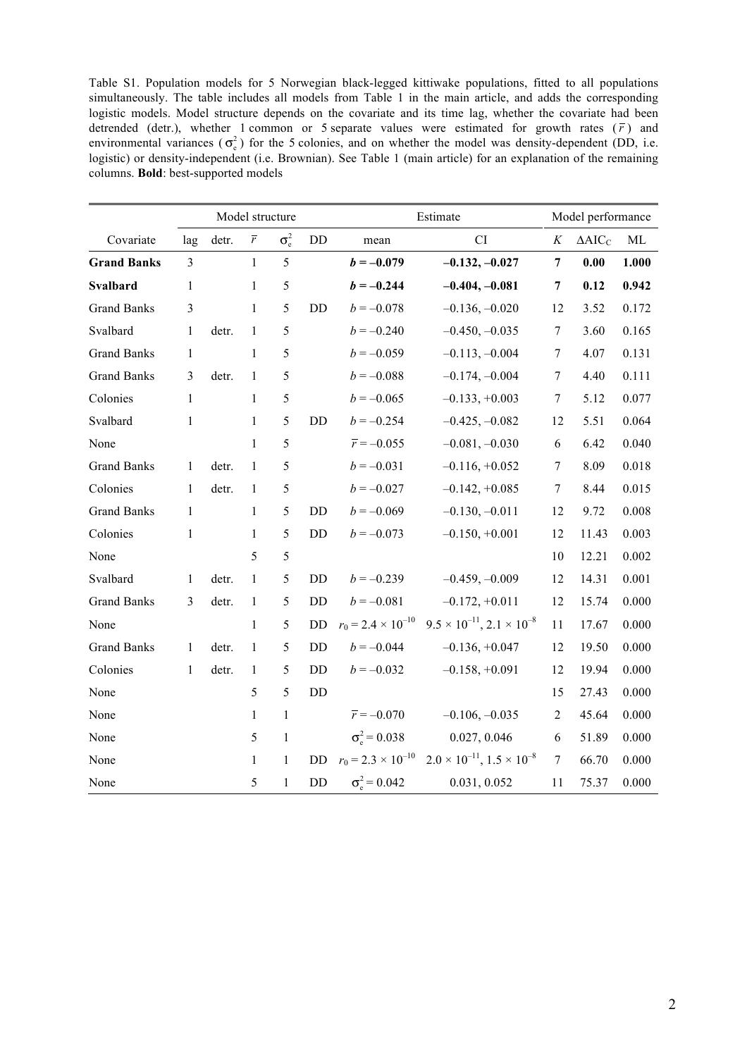Table S1. Population models for 5 Norwegian black-legged kittiwake populations, fitted to all populations simultaneously. The table includes all models from Table 1 in the main article, and adds the corresponding logistic models. Model structure depends on the covariate and its time lag, whether the covariate had been detrended (detr.), whether 1 common or 5 separate values were estimated for growth rates ($\bar{r}$) and environmental variances ($\sigma^2_e$) for the 5 colonies, and on whether the model was density-dependent (DD, i.e. logistic) or density-independent (i.e. Brownian). See Table 1 (main article) for an explanation of the remaining columns. **Bold**: best-supported models

| | Model structure | | | | | Estimate | | Model performance | | |
|---|---|---|---|---|---|---|---|---|---|---|
| Covariate | lag | detr. | $\bar{r}$ | $\sigma^2_e$ | DD | mean | CI | $K$ | $\Delta AIC_C$ | ML |
| **Grand Banks** | 3 | | 1 | 5 | | $\boldsymbol{b = -0.079}$ | **–0.132, –0.027** | **7** | **0.00** | **1.000** |
| **Svalbard** | 1 | | 1 | 5 | | $\boldsymbol{b = -0.244}$ | **–0.404, –0.081** | **7** | **0.12** | **0.942** |
| Grand Banks | 3 | | 1 | 5 | DD | $b = -0.078$ | –0.136, –0.020 | 12 | 3.52 | 0.172 |
| Svalbard | 1 | detr. | 1 | 5 | | $b = -0.240$ | –0.450, –0.035 | 7 | 3.60 | 0.165 |
| Grand Banks | 1 | | 1 | 5 | | $b = -0.059$ | –0.113, –0.004 | 7 | 4.07 | 0.131 |
| Grand Banks | 3 | detr. | 1 | 5 | | $b = -0.088$ | –0.174, –0.004 | 7 | 4.40 | 0.111 |
| Colonies | 1 | | 1 | 5 | | $b = -0.065$ | –0.133, +0.003 | 7 | 5.12 | 0.077 |
| Svalbard | 1 | | 1 | 5 | DD | $b = -0.254$ | –0.425, –0.082 | 12 | 5.51 | 0.064 |
| None | | | 1 | 5 | | $\bar{r} = -0.055$ | –0.081, –0.030 | 6 | 6.42 | 0.040 |
| Grand Banks | 1 | detr. | 1 | 5 | | $b = -0.031$ | –0.116, +0.052 | 7 | 8.09 | 0.018 |
| Colonies | 1 | detr. | 1 | 5 | | $b = -0.027$ | –0.142, +0.085 | 7 | 8.44 | 0.015 |
| Grand Banks | 1 | | 1 | 5 | DD | $b = -0.069$ | –0.130, –0.011 | 12 | 9.72 | 0.008 |
| Colonies | 1 | | 1 | 5 | DD | $b = -0.073$ | –0.150, +0.001 | 12 | 11.43 | 0.003 |
| None | | | 5 | 5 | | | | 10 | 12.21 | 0.002 |
| Svalbard | 1 | detr. | 1 | 5 | DD | $b = -0.239$ | –0.459, –0.009 | 12 | 14.31 | 0.001 |
| Grand Banks | 3 | detr. | 1 | 5 | DD | $b = -0.081$ | –0.172, +0.011 | 12 | 15.74 | 0.000 |
| None | | | 1 | 5 | DD | $r_0 = 2.4 \times 10^{-10}$ | $9.5 \times 10^{-11}$, $2.1 \times 10^{-8}$ | 11 | 17.67 | 0.000 |
| Grand Banks | 1 | detr. | 1 | 5 | DD | $b = -0.044$ | –0.136, +0.047 | 12 | 19.50 | 0.000 |
| Colonies | 1 | detr. | 1 | 5 | DD | $b = -0.032$ | –0.158, +0.091 | 12 | 19.94 | 0.000 |
| None | | | 5 | 5 | DD | | | 15 | 27.43 | 0.000 |
| None | | | 1 | 1 | | $\bar{r} = -0.070$ | –0.106, –0.035 | 2 | 45.64 | 0.000 |
| None | | | 5 | 1 | | $\sigma^2_e = 0.038$ | 0.027, 0.046 | 6 | 51.89 | 0.000 |
| None | | | 1 | 1 | DD | $r_0 = 2.3 \times 10^{-10}$ | $2.0 \times 10^{-11}$, $1.5 \times 10^{-8}$ | 7 | 66.70 | 0.000 |
| None | | | 5 | 1 | DD | $\sigma^2_e = 0.042$ | 0.031, 0.052 | 11 | 75.37 | 0.000 |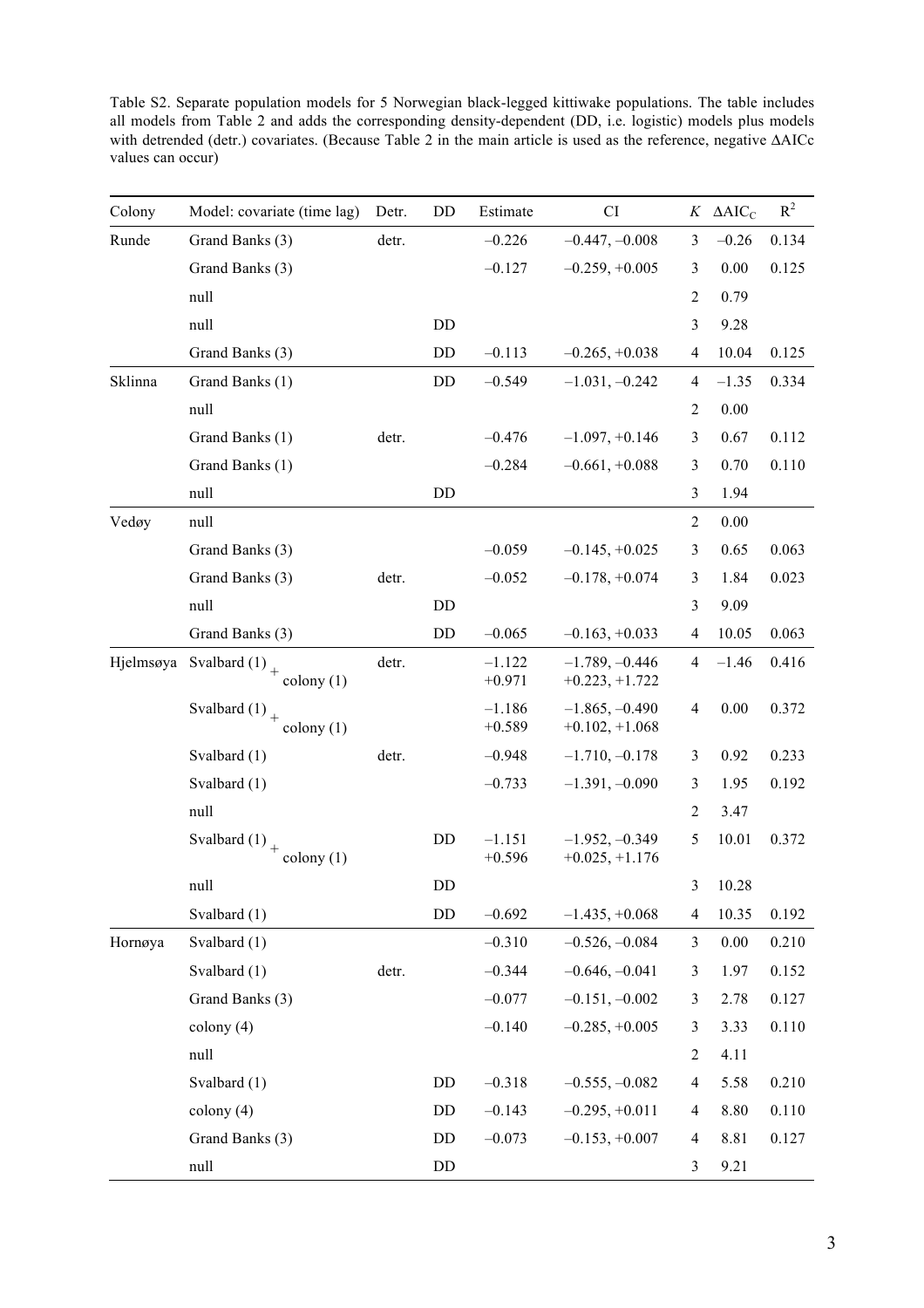Table S2. Separate population models for 5 Norwegian black-legged kittiwake populations. The table includes all models from Table 2 and adds the corresponding density-dependent (DD, i.e. logistic) models plus models with detrended (detr.) covariates. (Because Table 2 in the main article is used as the reference, negative ΔAICc values can occur)

| Colony | Model: covariate (time lag) | Detr. | DD | Estimate | CI | $K$ | $\Delta AIC_C$ | $R^2$ |
|---|---|---|---|---|---|---|---|---|
| Runde | Grand Banks (3) | detr. | | –0.226 | –0.447, –0.008 | 3 | –0.26 | 0.134 |
| | Grand Banks (3) | | | –0.127 | –0.259, +0.005 | 3 | 0.00 | 0.125 |
| | null | | | | | 2 | 0.79 | |
| | null | | DD | | | 3 | 9.28 | |
| | Grand Banks (3) | | DD | –0.113 | –0.265, +0.038 | 4 | 10.04 | 0.125 |
| Sklinna | Grand Banks (1) | | DD | –0.549 | –1.031, –0.242 | 4 | –1.35 | 0.334 |
| | null | | | | | 2 | 0.00 | |
| | Grand Banks (1) | detr. | | –0.476 | –1.097, +0.146 | 3 | 0.67 | 0.112 |
| | Grand Banks (1) | | | –0.284 | –0.661, +0.088 | 3 | 0.70 | 0.110 |
| | null | | DD | | | 3 | 1.94 | |
| Vedøy | null | | | | | 2 | 0.00 | |
| | Grand Banks (3) | | | –0.059 | –0.145, +0.025 | 3 | 0.65 | 0.063 |
| | Grand Banks (3) | detr. | | –0.052 | –0.178, +0.074 | 3 | 1.84 | 0.023 |
| | null | | DD | | | 3 | 9.09 | |
| | Grand Banks (3) | | DD | –0.065 | –0.163, +0.033 | 4 | 10.05 | 0.063 |
| Hjelmsøya | Svalbard (1) + colony (1) | detr. | | –1.122<br>+0.971 | –1.789, –0.446<br>+0.223, +1.722 | 4 | –1.46 | 0.416 |
| | Svalbard (1) + colony (1) | | | –1.186<br>+0.589 | –1.865, –0.490<br>+0.102, +1.068 | 4 | 0.00 | 0.372 |
| | Svalbard (1) | detr. | | –0.948 | –1.710, –0.178 | 3 | 0.92 | 0.233 |
| | Svalbard (1) | | | –0.733 | –1.391, –0.090 | 3 | 1.95 | 0.192 |
| | null | | | | | 2 | 3.47 | |
| | Svalbard (1) + colony (1) | | DD | –1.151<br>+0.596 | –1.952, –0.349<br>+0.025, +1.176 | 5 | 10.01 | 0.372 |
| | null | | DD | | | 3 | 10.28 | |
| | Svalbard (1) | | DD | –0.692 | –1.435, +0.068 | 4 | 10.35 | 0.192 |
| Hornøya | Svalbard (1) | | | –0.310 | –0.526, –0.084 | 3 | 0.00 | 0.210 |
| | Svalbard (1) | detr. | | –0.344 | –0.646, –0.041 | 3 | 1.97 | 0.152 |
| | Grand Banks (3) | | | –0.077 | –0.151, –0.002 | 3 | 2.78 | 0.127 |
| | colony (4) | | | –0.140 | –0.285, +0.005 | 3 | 3.33 | 0.110 |
| | null | | | | | 2 | 4.11 | |
| | Svalbard (1) | | DD | –0.318 | –0.555, –0.082 | 4 | 5.58 | 0.210 |
| | colony (4) | | DD | –0.143 | –0.295, +0.011 | 4 | 8.80 | 0.110 |
| | Grand Banks (3) | | DD | –0.073 | –0.153, +0.007 | 4 | 8.81 | 0.127 |
| | null | | DD | | | 3 | 9.21 | |